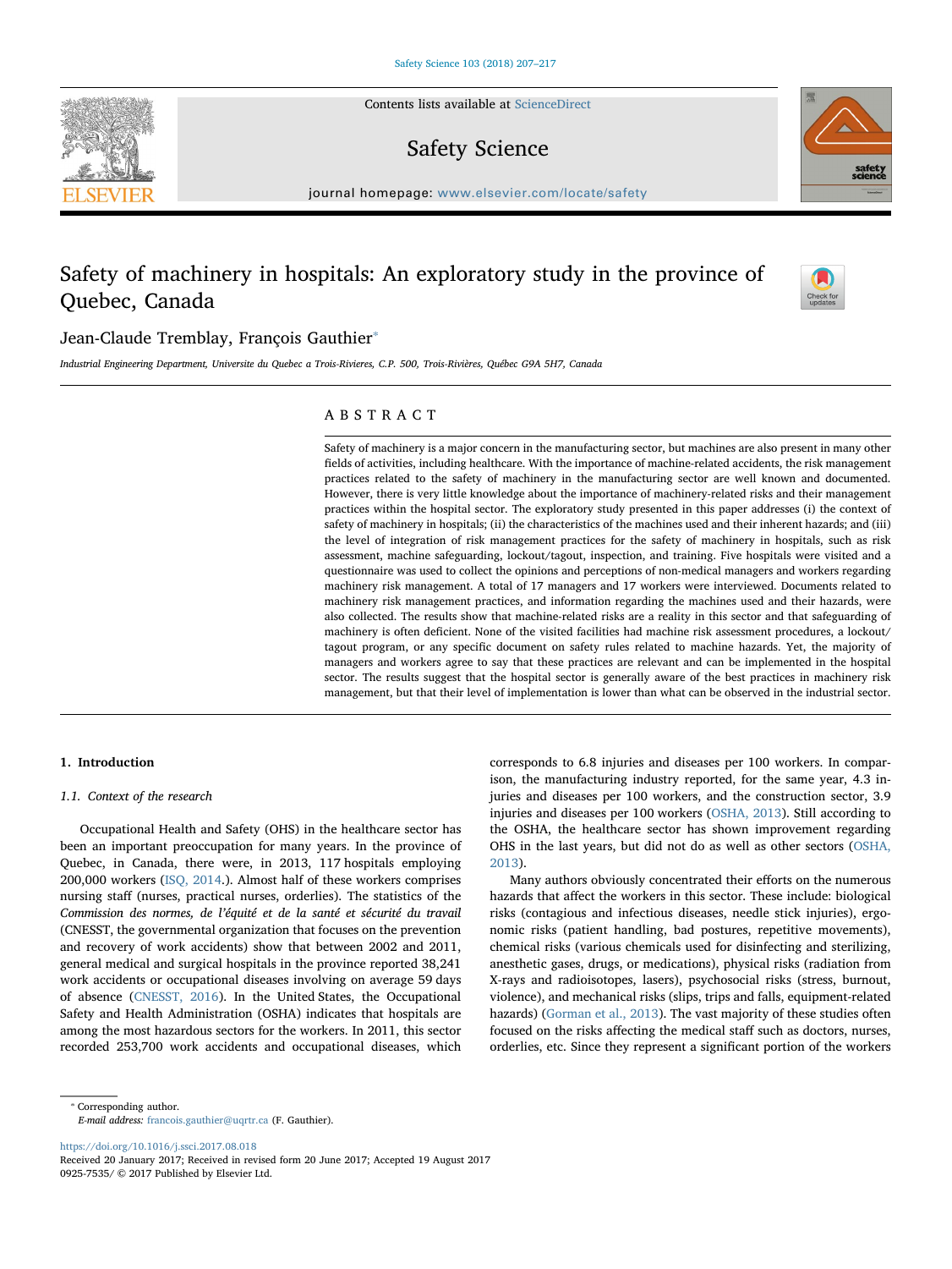# Safety of machinery in hospitals: An exploratory study in the province of Quebec, Canada

Jean-Claude Tremblay, François Gauthier*

*Industrial Engineering Department, Universite du Quebec a Trois-Rivieres, C.P. 500, Trois-Rivières, Québec G9A 5H7, Canada*

## ABSTRACT

Safety of machinery is a major concern in the manufacturing sector, but machines are also present in many other fields of activities, including healthcare. With the importance of machine-related accidents, the risk management practices related to the safety of machinery in the manufacturing sector are well known and documented. However, there is very little knowledge about the importance of machinery-related risks and their management practices within the hospital sector. The exploratory study presented in this paper addresses (i) the context of safety of machinery in hospitals; (ii) the characteristics of the machines used and their inherent hazards; and (iii) the level of integration of risk management practices for the safety of machinery in hospitals, such as risk assessment, machine safeguarding, lockout/tagout, inspection, and training. Five hospitals were visited and a questionnaire was used to collect the opinions and perceptions of non-medical managers and workers regarding machinery risk management. A total of 17 managers and 17 workers were interviewed. Documents related to machinery risk management practices, and information regarding the machines used and their hazards, were also collected. The results show that machine-related risks are a reality in this sector and that safeguarding of machinery is often deficient. None of the visited facilities had machine risk assessment procedures, a lockout/tagout program, or any specific document on safety rules related to machine hazards. Yet, the majority of managers and workers agree to say that these practices are relevant and can be implemented in the hospital sector. The results suggest that the hospital sector is generally aware of the best practices in machinery risk management, but that their level of implementation is lower than what can be observed in the industrial sector.

## 1. Introduction

### 1.1. Context of the research

Occupational Health and Safety (OHS) in the healthcare sector has been an important preoccupation for many years. In the province of Quebec, in Canada, there were, in 2013, 117 hospitals employing 200,000 workers (ISQ, 2014.). Almost half of these workers comprises nursing staff (nurses, practical nurses, orderlies). The statistics of the *Commission des normes, de l'équité et de la santé et sécurité du travail* (CNESST, the governmental organization that focuses on the prevention and recovery of work accidents) show that between 2002 and 2011, general medical and surgical hospitals in the province reported 38,241 work accidents or occupational diseases involving on average 59 days of absence (CNESST, 2016). In the United States, the Occupational Safety and Health Administration (OSHA) indicates that hospitals are among the most hazardous sectors for the workers. In 2011, this sector recorded 253,700 work accidents and occupational diseases, which corresponds to 6.8 injuries and diseases per 100 workers. In comparison, the manufacturing industry reported, for the same year, 4.3 injuries and diseases per 100 workers, and the construction sector, 3.9 injuries and diseases per 100 workers (OSHA, 2013). Still according to the OSHA, the healthcare sector has shown improvement regarding OHS in the last years, but did not do as well as other sectors (OSHA, 2013).

Many authors obviously concentrated their efforts on the numerous hazards that affect the workers in this sector. These include: biological risks (contagious and infectious diseases, needle stick injuries), ergonomic risks (patient handling, bad postures, repetitive movements), chemical risks (various chemicals used for disinfecting and sterilizing, anesthetic gases, drugs, or medications), physical risks (radiation from X-rays and radioisotopes, lasers), psychosocial risks (stress, burnout, violence), and mechanical risks (slips, trips and falls, equipment-related hazards) (Gorman et al., 2013). The vast majority of these studies often focused on the risks affecting the medical staff such as doctors, nurses, orderlies, etc. Since they represent a significant portion of the workers

* Corresponding author.
*E-mail address:* francois.gauthier@uqtr.ca (F. Gauthier).

https://doi.org/10.1016/j.ssci.2017.08.018
Received 20 January 2017; Received in revised form 20 June 2017; Accepted 19 August 2017
0925-7535/ © 2017 Published by Elsevier Ltd.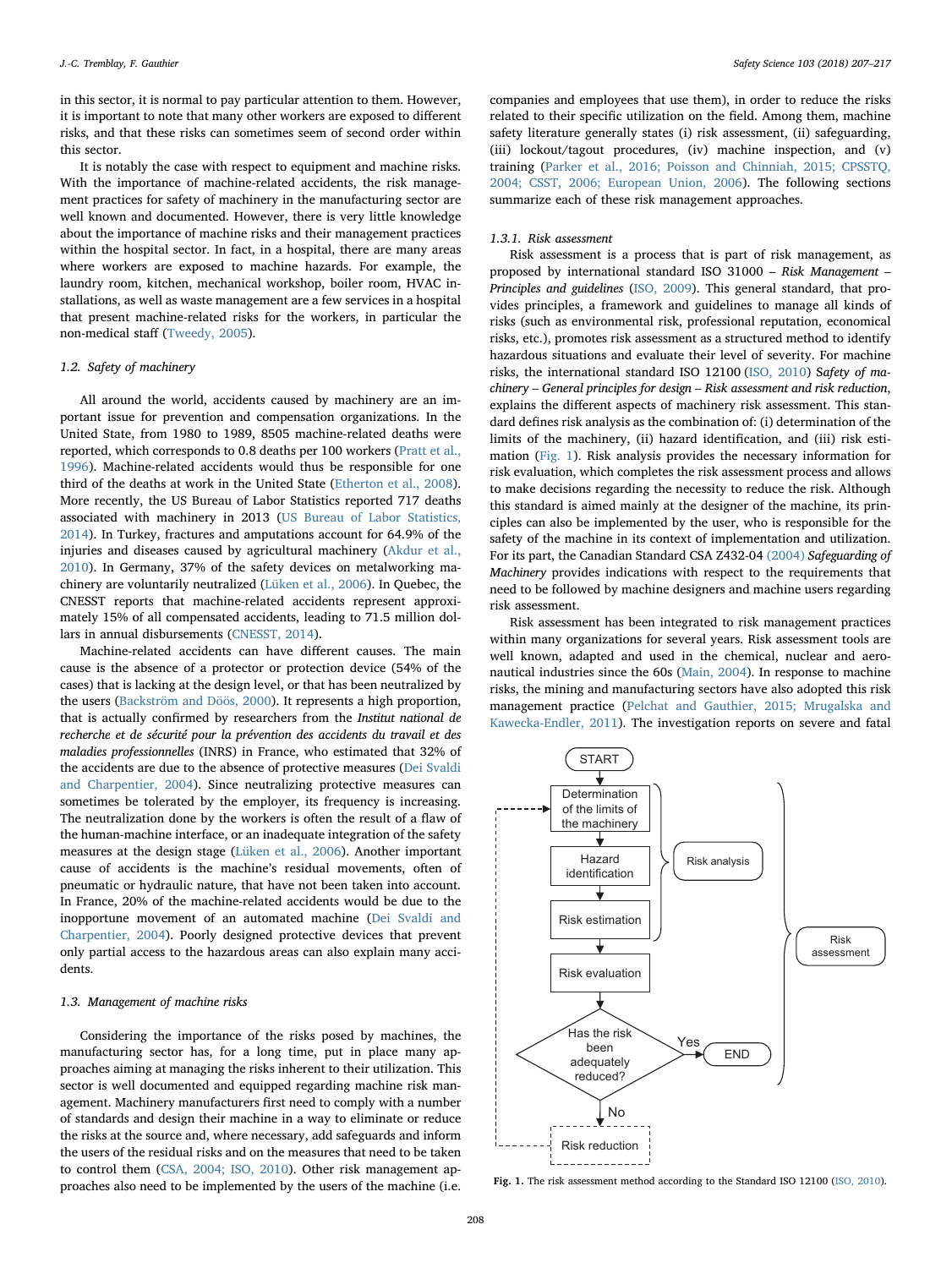in this sector, it is normal to pay particular attention to them. However, it is important to note that many other workers are exposed to different risks, and that these risks can sometimes seem of second order within this sector.

It is notably the case with respect to equipment and machine risks. With the importance of machine-related accidents, the risk management practices for safety of machinery in the manufacturing sector are well known and documented. However, there is very little knowledge about the importance of machine risks and their management practices within the hospital sector. In fact, in a hospital, there are many areas where workers are exposed to machine hazards. For example, the laundry room, kitchen, mechanical workshop, boiler room, HVAC installations, as well as waste management are a few services in a hospital that present machine-related risks for the workers, in particular the non-medical staff (Tweedy, 2005).

### 1.2. Safety of machinery

All around the world, accidents caused by machinery are an important issue for prevention and compensation organizations. In the United State, from 1980 to 1989, 8505 machine-related deaths were reported, which corresponds to 0.8 deaths per 100 workers (Pratt et al., 1996). Machine-related accidents would thus be responsible for one third of the deaths at work in the United State (Etherton et al., 2008). More recently, the US Bureau of Labor Statistics reported 717 deaths associated with machinery in 2013 (US Bureau of Labor Statistics, 2014). In Turkey, fractures and amputations account for 64.9% of the injuries and diseases caused by agricultural machinery (Akdur et al., 2010). In Germany, 37% of the safety devices on metalworking machinery are voluntarily neutralized (Lüken et al., 2006). In Quebec, the CNESST reports that machine-related accidents represent approximately 15% of all compensated accidents, leading to 71.5 million dollars in annual disbursements (CNESST, 2014).

Machine-related accidents can have different causes. The main cause is the absence of a protector or protection device (54% of the cases) that is lacking at the design level, or that has been neutralized by the users (Backström and Döös, 2000). It represents a high proportion, that is actually confirmed by researchers from the *Institut national de recherche et de sécurité pour la prévention des accidents du travail et des maladies professionnelles* (INRS) in France, who estimated that 32% of the accidents are due to the absence of protective measures (Dei Svaldi and Charpentier, 2004). Since neutralizing protective measures can sometimes be tolerated by the employer, its frequency is increasing. The neutralization done by the workers is often the result of a flaw of the human-machine interface, or an inadequate integration of the safety measures at the design stage (Lüken et al., 2006). Another important cause of accidents is the machine's residual movements, often of pneumatic or hydraulic nature, that have not been taken into account. In France, 20% of the machine-related accidents would be due to the inopportune movement of an automated machine (Dei Svaldi and Charpentier, 2004). Poorly designed protective devices that prevent only partial access to the hazardous areas can also explain many accidents.

### 1.3. Management of machine risks

Considering the importance of the risks posed by machines, the manufacturing sector has, for a long time, put in place many approaches aiming at managing the risks inherent to their utilization. This sector is well documented and equipped regarding machine risk management. Machinery manufacturers first need to comply with a number of standards and design their machine in a way to eliminate or reduce the risks at the source and, where necessary, add safeguards and inform the users of the residual risks and on the measures that need to be taken to control them (CSA, 2004; ISO, 2010). Other risk management approaches also need to be implemented by the users of the machine (i.e. companies and employees that use them), in order to reduce the risks related to their specific utilization on the field. Among them, machine safety literature generally states (i) risk assessment, (ii) safeguarding, (iii) lockout/tagout procedures, (iv) machine inspection, and (v) training (Parker et al., 2016; Poisson and Chinniah, 2015; CPSSTQ, 2004; CSST, 2006; European Union, 2006). The following sections summarize each of these risk management approaches.

#### 1.3.1. Risk assessment

Risk assessment is a process that is part of risk management, as proposed by international standard ISO 31000 – *Risk Management – Principles and guidelines* (ISO, 2009). This general standard, that provides principles, a framework and guidelines to manage all kinds of risks (such as environmental risk, professional reputation, economical risks, etc.), promotes risk assessment as a structured method to identify hazardous situations and evaluate their level of severity. For machine risks, the international standard ISO 12100 (ISO, 2010) *Safety of machinery – General principles for design – Risk assessment and risk reduction*, explains the different aspects of machinery risk assessment. This standard defines risk analysis as the combination of: (i) determination of the limits of the machinery, (ii) hazard identification, and (iii) risk estimation (Fig. 1). Risk analysis provides the necessary information for risk evaluation, which completes the risk assessment process and allows to make decisions regarding the necessity to reduce the risk. Although this standard is aimed mainly at the designer of the machine, its principles can also be implemented by the user, who is responsible for the safety of the machine in its context of implementation and utilization. For its part, the Canadian Standard CSA Z432-04 (2004) *Safeguarding of Machinery* provides indications with respect to the requirements that need to be followed by machine designers and machine users regarding risk assessment.

Risk assessment has been integrated to risk management practices within many organizations for several years. Risk assessment tools are well known, adapted and used in the chemical, nuclear and aeronautical industries since the 60s (Main, 2004). In response to machine risks, the mining and manufacturing sectors have also adopted this risk management practice (Pelchat and Gauthier, 2015; Mrugalska and Kawecka-Endler, 2011). The investigation reports on severe and fatal

START → Determination of the limits of the machinery → Hazard identification → Risk estimation → Risk evaluation → Has the risk been adequately reduced? — Yes → END; No → Risk reduction → (back to Determination of the limits of the machinery)

Risk analysis: Determination of the limits of the machinery, Hazard identification, Risk estimation. Risk assessment: Risk analysis and Risk evaluation.

**Fig. 1.** The risk assessment method according to the Standard ISO 12100 (ISO, 2010).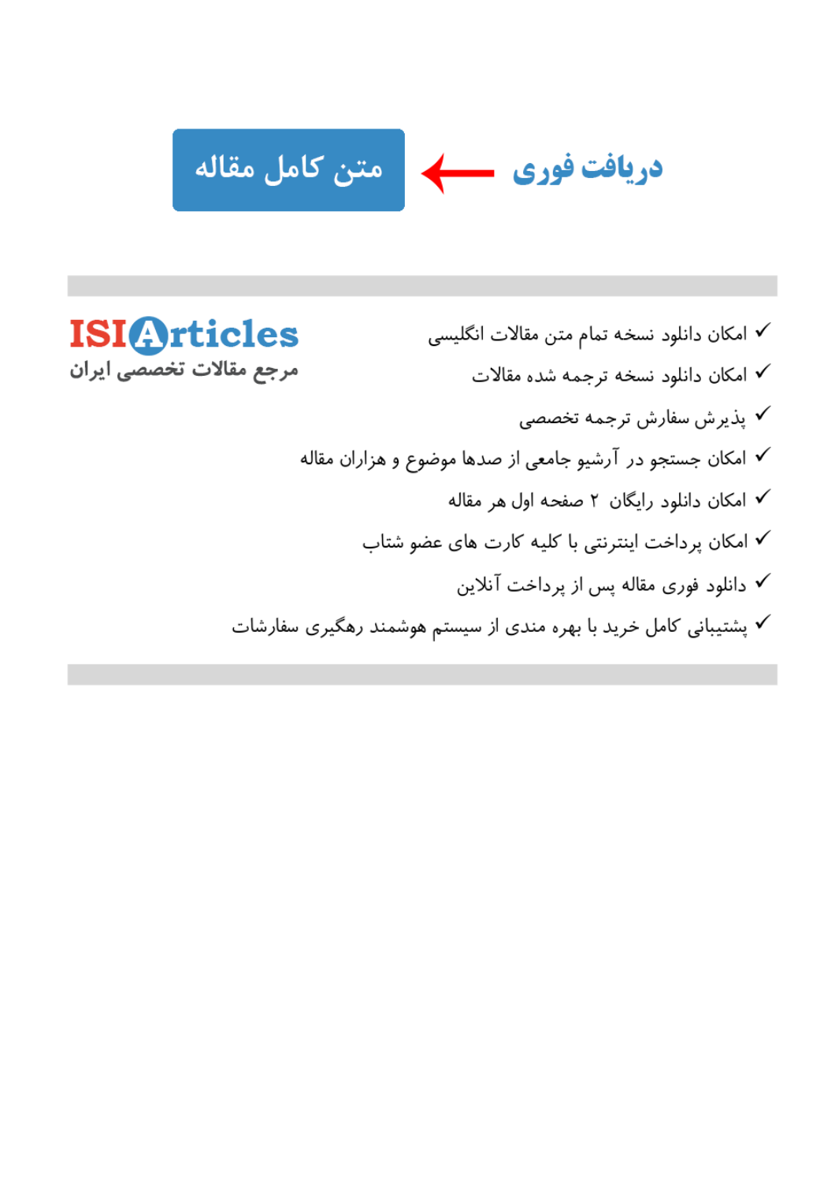**متن کامل مقاله** ← **دریافت فوری**

ISIArticles
مرجع مقالات تخصصی ایران

- ✓ امکان دانلود نسخه تمام متن مقالات انگلیسی
- ✓ امکان دانلود نسخه ترجمه شده مقالات
- ✓ پذیرش سفارش ترجمه تخصصی
- ✓ امکان جستجو در آرشیو جامعی از صدها موضوع و هزاران مقاله
- ✓ امکان دانلود رایگان ۲ صفحه اول هر مقاله
- ✓ امکان پرداخت اینترنتی با کلیه کارت های عضو شتاب
- ✓ دانلود فوری مقاله پس از پرداخت آنلاین
- ✓ پشتیبانی کامل خرید با بهره مندی از سیستم هوشمند رهگیری سفارشات